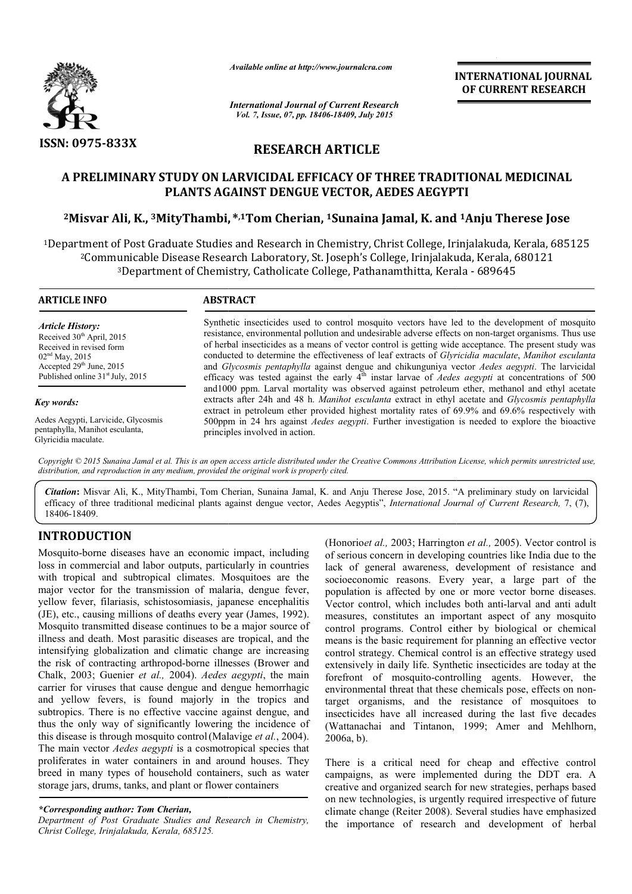ISSN: 0975-833X

*Available online at http://www.journalcra.com*

*International Journal of Current Research*
*Vol. 7, Issue, 07, pp. 18406-18409, July 2015*

**INTERNATIONAL JOURNAL OF CURRENT RESEARCH**

## RESEARCH ARTICLE

# A PRELIMINARY STUDY ON LARVICIDAL EFFICACY OF THREE TRADITIONAL MEDICINAL PLANTS AGAINST DENGUE VECTOR, AEDES AEGYPTI

**[2]Misvar Ali, K., [3]MityThambi, *,[1]Tom Cherian, [1]Sunaina Jamal, K. and [1]Anju Therese Jose**

[1]Department of Post Graduate Studies and Research in Chemistry, Christ College, Irinjalakuda, Kerala, 685125
[2]Communicable Disease Research Laboratory, St. Joseph's College, Irinjalakuda, Kerala, 680121
[3]Department of Chemistry, Catholicate College, Pathanamthitta, Kerala - 689645

**ARTICLE INFO**

*Article History:*
Received 30[th] April, 2015
Received in revised form
02[nd] May, 2015
Accepted 29[th] June, 2015
Published online 31[st] July, 2015

*Key words:*

Aedes Aegypti, Larvicide, Glycosmis pentaphylla, Manihot esculanta, Glyricidia maculate.

**ABSTRACT**

Synthetic insecticides used to control mosquito vectors have led to the development of mosquito resistance, environmental pollution and undesirable adverse effects on non-target organisms. Thus use of herbal insecticides as a means of vector control is getting wide acceptance. The present study was conducted to determine the effectiveness of leaf extracts of *Glyricidia maculate*, *Manihot esculanta* and *Glycosmis pentaphylla* against dengue and chikunguniya vector *Aedes aegypti*. The larvicidal efficacy was tested against the early 4[th] instar larvae of *Aedes aegypti* at concentrations of 500 and1000 ppm. Larval mortality was observed against petroleum ether, methanol and ethyl acetate extracts after 24h and 48 h. *Manihot esculanta* extract in ethyl acetate and *Glycosmis pentaphylla* extract in petroleum ether provided highest mortality rates of 69.9% and 69.6% respectively with 500ppm in 24 hrs against *Aedes aegypti*. Further investigation is needed to explore the bioactive principles involved in action.

*Copyright © 2015 Sunaina Jamal et al. This is an open access article distributed under the Creative Commons Attribution License, which permits unrestricted use, distribution, and reproduction in any medium, provided the original work is properly cited.*

***Citation*: Misvar Ali, K., MityThambi, Tom Cherian, Sunaina Jamal, K. and Anju Therese Jose, 2015. "A preliminary study on larvicidal efficacy of three traditional medicinal plants against dengue vector, Aedes Aegyptis", *International Journal of Current Research,* 7, (7), 18406-18409.**

## INTRODUCTION

Mosquito-borne diseases have an economic impact, including loss in commercial and labor outputs, particularly in countries with tropical and subtropical climates. Mosquitoes are the major vector for the transmission of malaria, dengue fever, yellow fever, filariasis, schistosomiasis, japanese encephalitis (JE), etc., causing millions of deaths every year (James, 1992). Mosquito transmitted disease continues to be a major source of illness and death. Most parasitic diseases are tropical, and the intensifying globalization and climatic change are increasing the risk of contracting arthropod-borne illnesses (Brower and Chalk, 2003; Guenier *et al.,* 2004). *Aedes aegypti*, the main carrier for viruses that cause dengue and dengue hemorrhagic and yellow fevers, is found majorly in the tropics and subtropics. There is no effective vaccine against dengue, and thus the only way of significantly lowering the incidence of this disease is through mosquito control(Malavige *et al.*, 2004). The main vector *Aedes aegypti* is a cosmotropical species that proliferates in water containers in and around houses. They breed in many types of household containers, such as water storage jars, drums, tanks, and plant or flower containers (Honorio*et al.,* 2003; Harrington *et al.,* 2005). Vector control is of serious concern in developing countries like India due to the lack of general awareness, development of resistance and socioeconomic reasons. Every year, a large part of the population is affected by one or more vector borne diseases. Vector control, which includes both anti-larval and anti adult measures, constitutes an important aspect of any mosquito control programs. Control either by biological or chemical means is the basic requirement for planning an effective vector control strategy. Chemical control is an effective strategy used extensively in daily life. Synthetic insecticides are today at the forefront of mosquito-controlling agents. However, the environmental threat that these chemicals pose, effects on non-target organisms, and the resistance of mosquitoes to insecticides have all increased during the last five decades (Wattanachai and Tintanon, 1999; Amer and Mehlhorn, 2006a, b).

There is a critical need for cheap and effective control campaigns, as were implemented during the DDT era. A creative and organized search for new strategies, perhaps based on new technologies, is urgently required irrespective of future climate change (Reiter 2008). Several studies have emphasized the importance of research and development of herbal

*\*Corresponding author: Tom Cherian,*
*Department of Post Graduate Studies and Research in Chemistry, Christ College, Irinjalakuda, Kerala, 685125.*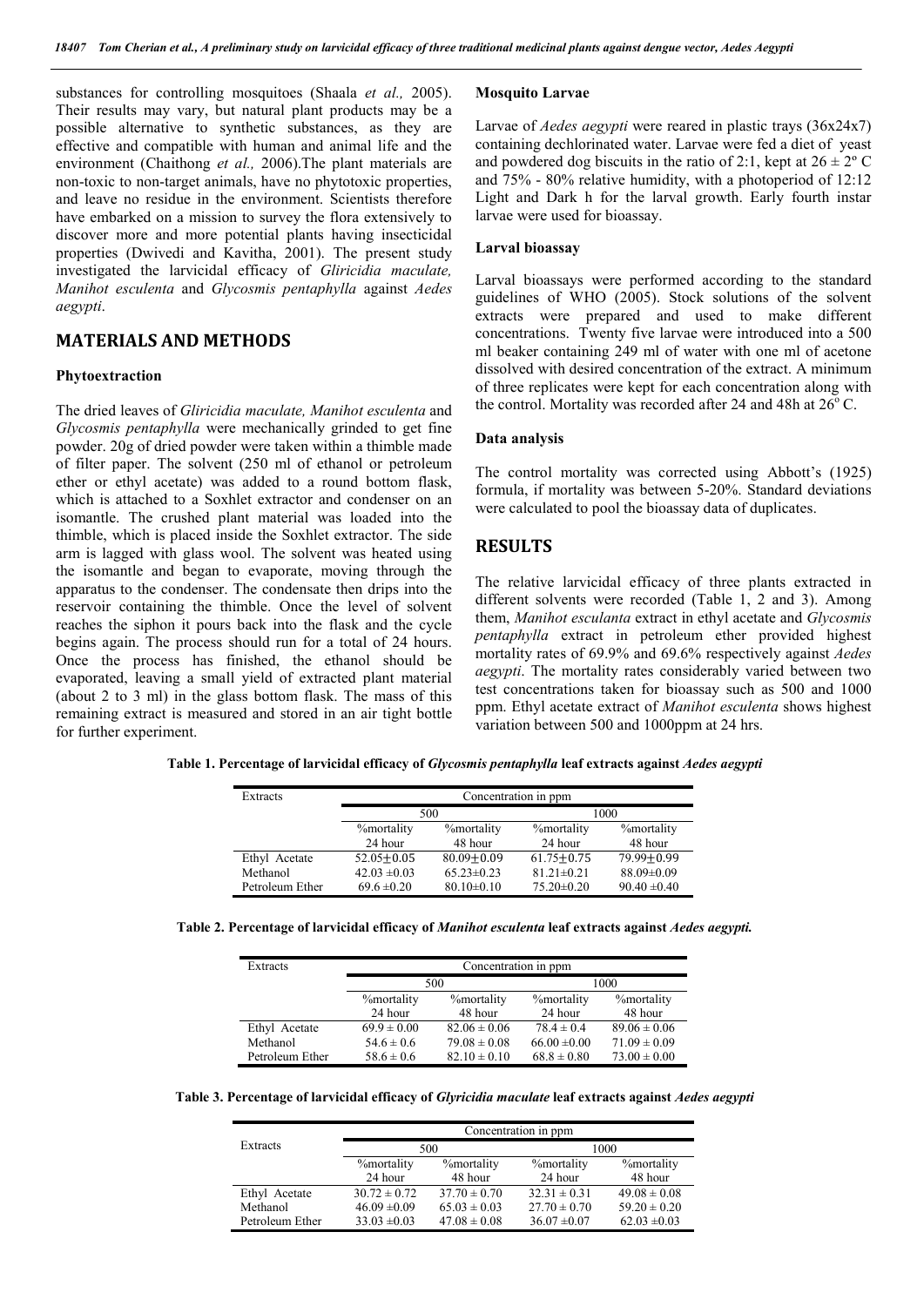substances for controlling mosquitoes (Shaala *et al.,* 2005). Their results may vary, but natural plant products may be a possible alternative to synthetic substances, as they are effective and compatible with human and animal life and the environment (Chaithong *et al.,* 2006).The plant materials are non-toxic to non-target animals, have no phytotoxic properties, and leave no residue in the environment. Scientists therefore have embarked on a mission to survey the flora extensively to discover more and more potential plants having insecticidal properties (Dwivedi and Kavitha, 2001). The present study investigated the larvicidal efficacy of *Gliricidia maculate, Manihot esculenta* and *Glycosmis pentaphylla* against *Aedes aegypti*.

## MATERIALS AND METHODS

### Phytoextraction

The dried leaves of *Gliricidia maculate, Manihot esculenta* and *Glycosmis pentaphylla* were mechanically grinded to get fine powder. 20g of dried powder were taken within a thimble made of filter paper. The solvent (250 ml of ethanol or petroleum ether or ethyl acetate) was added to a round bottom flask, which is attached to a Soxhlet extractor and condenser on an isomantle. The crushed plant material was loaded into the thimble, which is placed inside the Soxhlet extractor. The side arm is lagged with glass wool. The solvent was heated using the isomantle and began to evaporate, moving through the apparatus to the condenser. The condensate then drips into the reservoir containing the thimble. Once the level of solvent reaches the siphon it pours back into the flask and the cycle begins again. The process should run for a total of 24 hours. Once the process has finished, the ethanol should be evaporated, leaving a small yield of extracted plant material (about 2 to 3 ml) in the glass bottom flask. The mass of this remaining extract is measured and stored in an air tight bottle for further experiment.

### Mosquito Larvae

Larvae of *Aedes aegypti* were reared in plastic trays (36x24x7) containing dechlorinated water. Larvae were fed a diet of yeast and powdered dog biscuits in the ratio of 2:1, kept at 26 ± 2º C and 75% - 80% relative humidity, with a photoperiod of 12:12 Light and Dark h for the larval growth. Early fourth instar larvae were used for bioassay.

### Larval bioassay

Larval bioassays were performed according to the standard guidelines of WHO (2005). Stock solutions of the solvent extracts were prepared and used to make different concentrations. Twenty five larvae were introduced into a 500 ml beaker containing 249 ml of water with one ml of acetone dissolved with desired concentration of the extract. A minimum of three replicates were kept for each concentration along with the control. Mortality was recorded after 24 and 48h at 26º C.

### Data analysis

The control mortality was corrected using Abbott's (1925) formula, if mortality was between 5-20%. Standard deviations were calculated to pool the bioassay data of duplicates.

## RESULTS

The relative larvicidal efficacy of three plants extracted in different solvents were recorded (Table 1, 2 and 3). Among them, *Manihot esculanta* extract in ethyl acetate and *Glycosmis pentaphylla* extract in petroleum ether provided highest mortality rates of 69.9% and 69.6% respectively against *Aedes aegypti*. The mortality rates considerably varied between two test concentrations taken for bioassay such as 500 and 1000 ppm. Ethyl acetate extract of *Manihot esculenta* shows highest variation between 500 and 1000ppm at 24 hrs.

**Table 1. Percentage of larvicidal efficacy of *Glycosmis pentaphylla* leaf extracts against *Aedes aegypti***

| Extracts | Concentration in ppm | | | |
|---|---|---|---|---|
| | 500 | | 1000 | |
| | %mortality 24 hour | %mortality 48 hour | %mortality 24 hour | %mortality 48 hour |
| Ethyl Acetate | 52.05±0.05 | 80.09±0.09 | 61.75±0.75 | 79.99±0.99 |
| Methanol | 42.03 ±0.03 | 65.23±0.23 | 81.21±0.21 | 88.09±0.09 |
| Petroleum Ether | 69.6 ±0.20 | 80.10±0.10 | 75.20±0.20 | 90.40 ±0.40 |

**Table 2. Percentage of larvicidal efficacy of *Manihot esculenta* leaf extracts against *Aedes aegypti.***

| Extracts | Concentration in ppm | | | |
|---|---|---|---|---|
| | 500 | | 1000 | |
| | %mortality 24 hour | %mortality 48 hour | %mortality 24 hour | %mortality 48 hour |
| Ethyl Acetate | 69.9 ± 0.00 | 82.06 ± 0.06 | 78.4 ± 0.4 | 89.06 ± 0.06 |
| Methanol | 54.6 ± 0.6 | 79.08 ± 0.08 | 66.00 ±0.00 | 71.09 ± 0.09 |
| Petroleum Ether | 58.6 ± 0.6 | 82.10 ± 0.10 | 68.8 ± 0.80 | 73.00 ± 0.00 |

**Table 3. Percentage of larvicidal efficacy of *Glyricidia maculate* leaf extracts against *Aedes aegypti***

| Extracts | Concentration in ppm | | | |
|---|---|---|---|---|
| | 500 | | 1000 | |
| | %mortality 24 hour | %mortality 48 hour | %mortality 24 hour | %mortality 48 hour |
| Ethyl Acetate | 30.72 ± 0.72 | 37.70 ± 0.70 | 32.31 ± 0.31 | 49.08 ± 0.08 |
| Methanol | 46.09 ±0.09 | 65.03 ± 0.03 | 27.70 ± 0.70 | 59.20 ± 0.20 |
| Petroleum Ether | 33.03 ±0.03 | 47.08 ± 0.08 | 36.07 ±0.07 | 62.03 ±0.03 |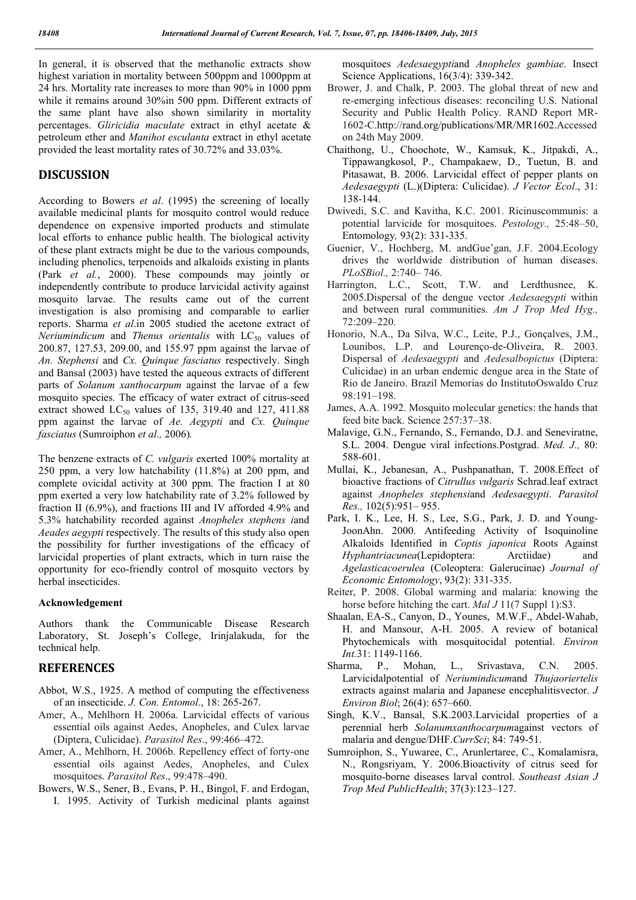In general, it is observed that the methanolic extracts show highest variation in mortality between 500ppm and 1000ppm at 24 hrs. Mortality rate increases to more than 90% in 1000 ppm while it remains around 30%in 500 ppm. Different extracts of the same plant have also shown similarity in mortality percentages. *Gliricidia maculate* extract in ethyl acetate & petroleum ether and *Manihot esculanta* extract in ethyl acetate provided the least mortality rates of 30.72% and 33.03%.

## DISCUSSION

According to Bowers *et al*. (1995) the screening of locally available medicinal plants for mosquito control would reduce dependence on expensive imported products and stimulate local efforts to enhance public health. The biological activity of these plant extracts might be due to the various compounds, including phenolics, terpenoids and alkaloids existing in plants (Park *et al.*, 2000). These compounds may jointly or independently contribute to produce larvicidal activity against mosquito larvae. The results came out of the current investigation is also promising and comparable to earlier reports. Sharma *et al*.in 2005 studied the acetone extract of *Neriumindicum* and *Thenus orientalis* with $LC_{50}$ values of 200.87, 127.53, 209.00, and 155.97 ppm against the larvae of *An. Stephensi* and *Cx. Quinque fasciatus* respectively. Singh and Bansal (2003) have tested the aqueous extracts of different parts of *Solanum xanthocarpum* against the larvae of a few mosquito species. The efficacy of water extract of citrus-seed extract showed $LC_{50}$ values of 135, 319.40 and 127, 411.88 ppm against the larvae of *Ae. Aegypti* and *Cx. Quinque fasciatus* (Sumroiphon *et al.,* 2006).

The benzene extracts of *C. vulgaris* exerted 100% mortality at 250 ppm, a very low hatchability (11.8%) at 200 ppm, and complete ovicidal activity at 300 ppm. The fraction I at 80 ppm exerted a very low hatchability rate of 3.2% followed by fraction II (6.9%), and fractions III and IV afforded 4.9% and 5.3% hatchability recorded against *Anopheles stephens i*and *Aeades aegypti* respectively. The results of this study also open the possibility for further investigations of the efficacy of larvicidal properties of plant extracts, which in turn raise the opportunity for eco-friendly control of mosquito vectors by herbal insecticides.

### Acknowledgement

Authors thank the Communicable Disease Research Laboratory, St. Joseph's College, Irinjalakuda, for the technical help.

## REFERENCES

Abbot, W.S., 1925. A method of computing the effectiveness of an insecticide. *J. Con. Entomol*., 18: 265-267.

Amer, A., Mehlhorn H. 2006a. Larvicidal effects of various essential oils against Aedes, Anopheles, and Culex larvae (Diptera, Culicidae). *Parasitol Res*., 99:466–472.

Amer, A., Mehlhorn, H. 2006b. Repellency effect of forty-one essential oils against Aedes, Anopheles, and Culex mosquitoes. *Parasitol Res*., 99:478–490.

Bowers, W.S., Sener, B., Evans, P. H., Bingol, F. and Erdogan, I. 1995. Activity of Turkish medicinal plants against mosquitoes *Aedesaegypti*and *Anopheles gambiae*. Insect Science Applications, 16(3/4): 339-342.

Brower, J. and Chalk, P. 2003. The global threat of new and re-emerging infectious diseases: reconciling U.S. National Security and Public Health Policy. RAND Report MR-1602-C.http://rand.org/publications/MR/MR1602.Accessed on 24th May 2009.

Chaithong, U., Choochote, W., Kamsuk, K., Jitpakdi, A., Tippawangkosol, P., Champakaew, D., Tuetun, B. and Pitasawat, B. 2006. Larvicidal effect of pepper plants on *Aedesaegypti* (L.)(Diptera: Culicidae). *J Vector Ecol*., 31: 138-144.

Dwivedi, S.C. and Kavitha, K.C. 2001. Ricinuscommunis: a potential larvicide for mosquitoes. *Pestology.,* 25:48–50, Entomology*,* 93(2): 331-335.

Guenier, V., Hochberg, M. andGue'gan, J.F. 2004.Ecology drives the worldwide distribution of human diseases. *PLoSBiol.,* 2:740– 746.

Harrington, L.C., Scott, T.W. and Lerdthusnee, K. 2005.Dispersal of the dengue vector *Aedesaegypti* within and between rural communities. *Am J Trop Med Hyg.,* 72:209–220.

Honorio, N.A., Da Silva, W.C., Leite, P.J., Gonçalves, J.M., Lounibos, L.P. and Lourenço-de-Oliveira, R. 2003. Dispersal of *Aedesaegypti* and *Aedesalbopictus* (Diptera: Culicidae) in an urban endemic dengue area in the State of Rio de Janeiro. Brazil Memorias do InstitutoOswaldo Cruz 98:191–198.

James, A.A. 1992. Mosquito molecular genetics: the hands that feed bite back. Science 257:37–38.

Malavige, G.N., Fernando, S., Fernando, D.J. and Seneviratne, S.L. 2004. Dengue viral infections.Postgrad. *Med. J.,* 80: 588-601.

Mullai, K., Jebanesan, A., Pushpanathan, T. 2008.Effect of bioactive fractions of *Citrullus vulgaris* Schrad.leaf extract against *Anopheles stephensi*and *Aedesaegypti*. *Parasitol Res.,* 102(5):951– 955.

Park, I. K., Lee, H. S., Lee, S.G., Park, J. D. and Young-JoonAhn. 2000. Antifeeding Activity of Isoquinoline Alkaloids Identified in *Coptis japonica* Roots Against *Hyphantriacunea*(Lepidoptera: Arctiidae) and *Agelasticacoerulea* (Coleoptera: Galerucinae) *Journal of Economic Entomology*, 93(2): 331-335.

Reiter, P. 2008. Global warming and malaria: knowing the horse before hitching the cart. *Mal J* 11(7 Suppl 1):S3.

Shaalan, EA-S., Canyon, D., Younes, M.W.F., Abdel-Wahab, H. and Mansour, A-H. 2005. A review of botanical Phytochemicals with mosquitocidal potential. *Environ Int.*31: 1149-1166.

Sharma, P., Mohan, L., Srivastava, C.N. 2005. Larvicidalpotential of *Neriumindicum*and *Thujaoriertelis* extracts against malaria and Japanese encephalitisvector. *J Environ Biol*; 26(4): 657–660.

Singh, K.V., Bansal, S.K.2003.Larvicidal properties of a perennial herb *Solanumxanthocarpum*against vectors of malaria and dengue/DHF.*CurrSci*; 84: 749-51.

Sumroiphon, S., Yuwaree, C., Arunlertaree, C., Komalamisra, N., Rongsriyam, Y. 2006.Bioactivity of citrus seed for mosquito-borne diseases larval control. *Southeast Asian J Trop Med PublicHealth*; 37(3):123–127.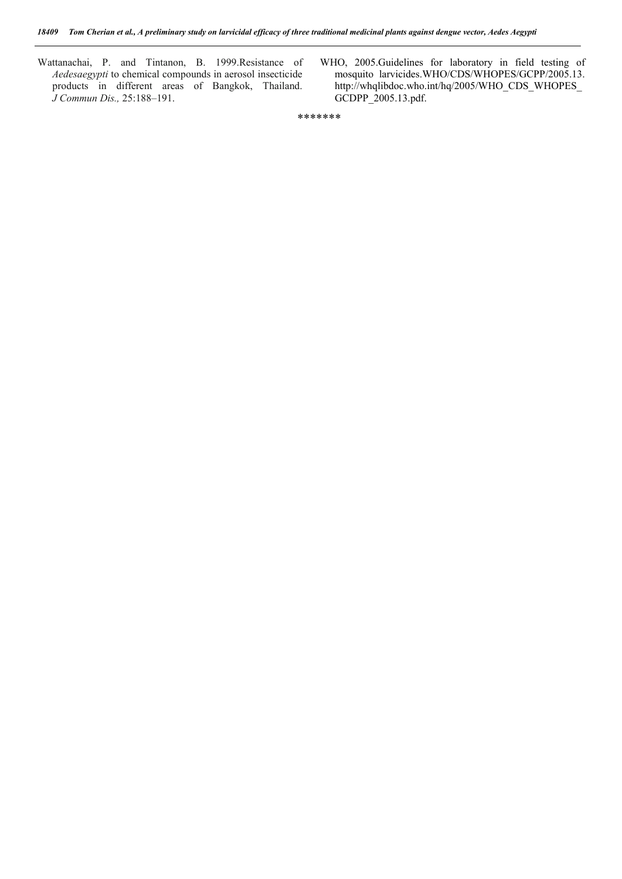Wattanachai, P. and Tintanon, B. 1999.Resistance of *Aedesaegypti* to chemical compounds in aerosol insecticide products in different areas of Bangkok, Thailand. *J Commun Dis.,* 25:188–191.

WHO, 2005.Guidelines for laboratory in field testing of mosquito larvicides.WHO/CDS/WHOPES/GCPP/2005.13. http://whqlibdoc.who.int/hq/2005/WHO_CDS_WHOPES_GCDPP_2005.13.pdf.

*******